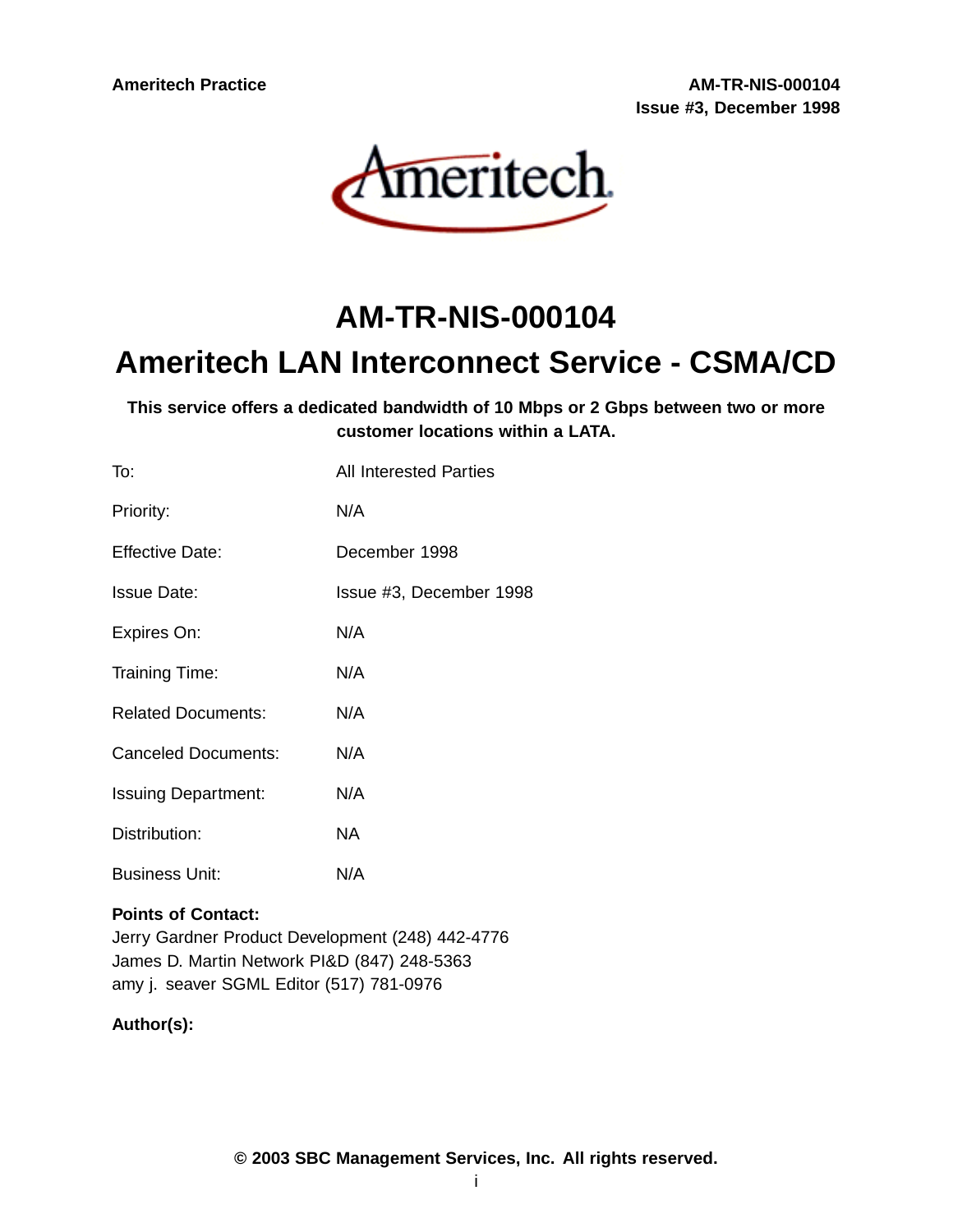Ameritech Practice

AM-TR-NIS-000104
Issue #3, December 1998

# AM-TR-NIS-000104

# Ameritech LAN Interconnect Service - CSMA/CD

**This service offers a dedicated bandwidth of 10 Mbps or 2 Gbps between two or more customer locations within a LATA.**

| | |
|---|---|
| To: | All Interested Parties |
| Priority: | N/A |
| Effective Date: | December 1998 |
| Issue Date: | Issue #3, December 1998 |
| Expires On: | N/A |
| Training Time: | N/A |
| Related Documents: | N/A |
| Canceled Documents: | N/A |
| Issuing Department: | N/A |
| Distribution: | NA |
| Business Unit: | N/A |

**Points of Contact:**
Jerry Gardner Product Development (248) 442-4776
James D. Martin Network PI&D (847) 248-5363
amy j. seaver SGML Editor (517) 781-0976

**Author(s):**

**© 2003 SBC Management Services, Inc. All rights reserved.**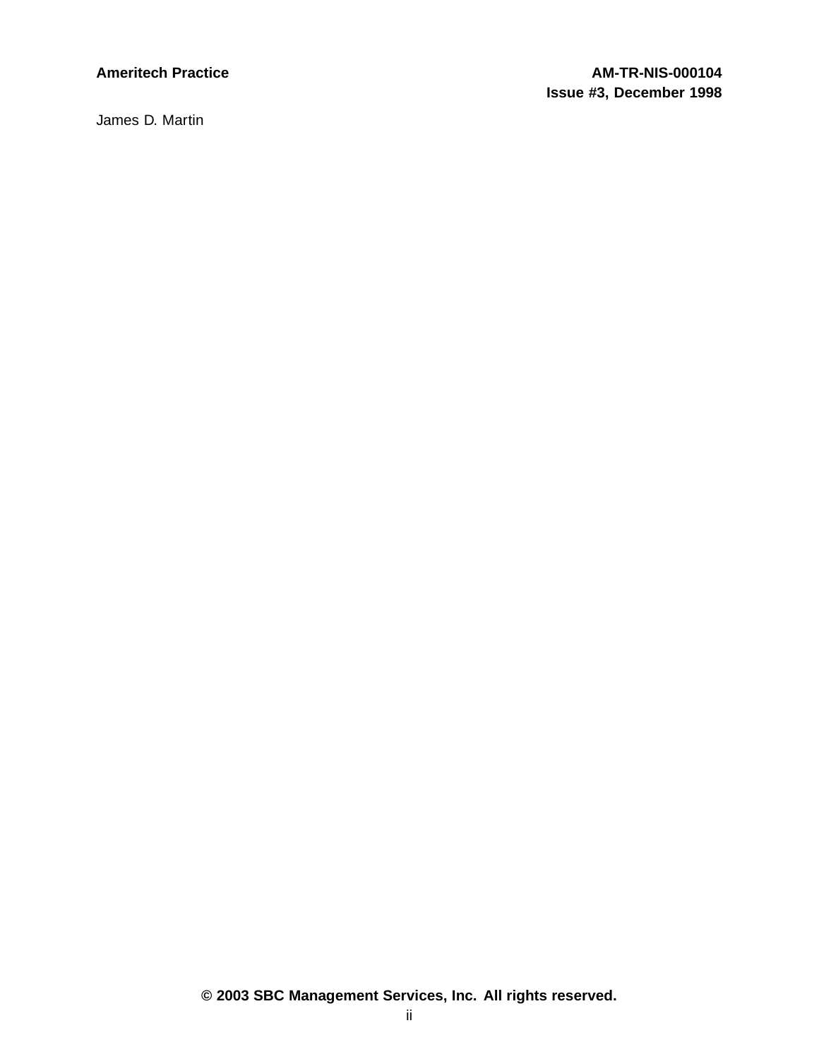James D. Martin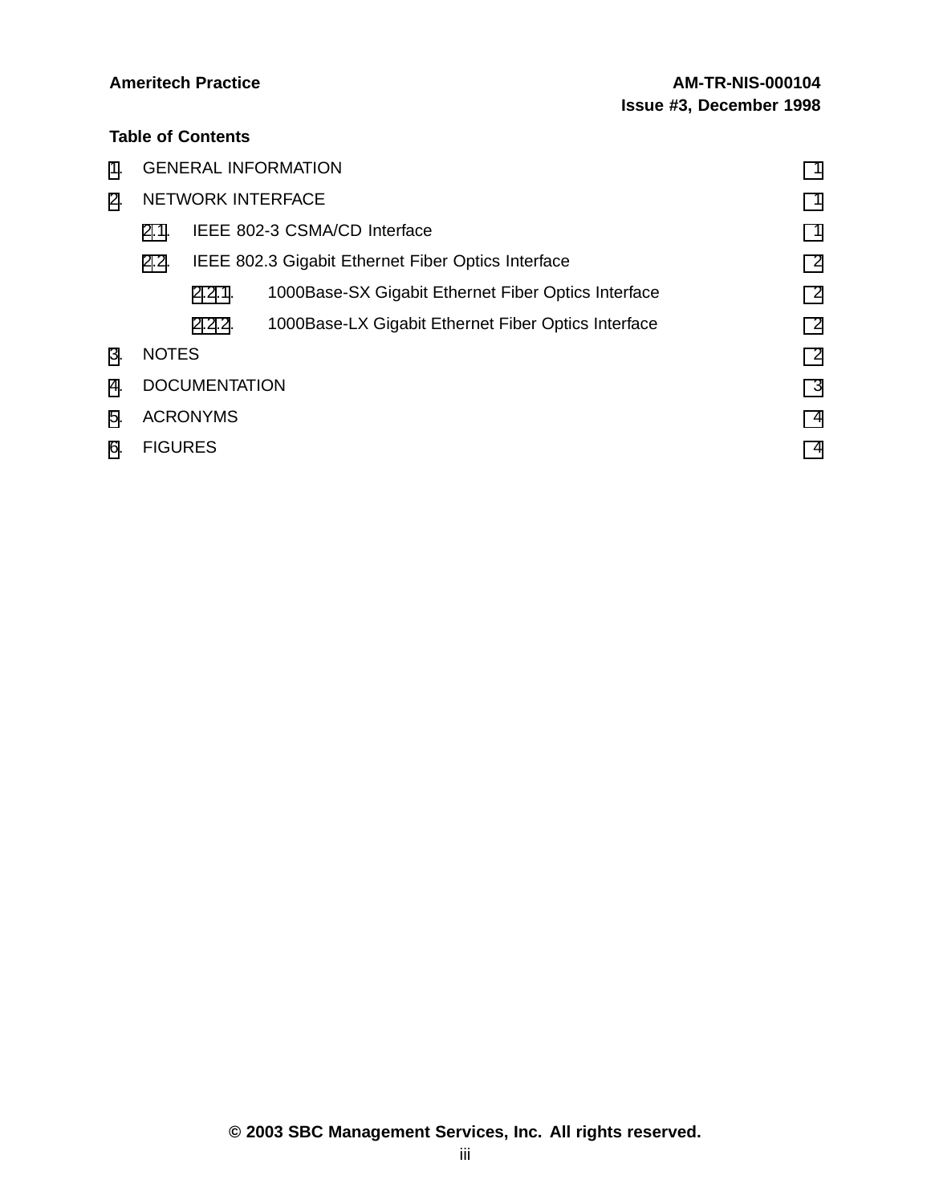## Table of Contents

| | | |
|---|---|---|
| 1. | GENERAL INFORMATION | 1 |
| 2. | NETWORK INTERFACE | 1 |
| 2.1. | IEEE 802-3 CSMA/CD Interface | 1 |
| 2.2. | IEEE 802.3 Gigabit Ethernet Fiber Optics Interface | 2 |
| 2.2.1. | 1000Base-SX Gigabit Ethernet Fiber Optics Interface | 2 |
| 2.2.2. | 1000Base-LX Gigabit Ethernet Fiber Optics Interface | 2 |
| 3. | NOTES | 2 |
| 4. | DOCUMENTATION | 3 |
| 5. | ACRONYMS | 4 |
| 6. | FIGURES | 4 |

**© 2003 SBC Management Services, Inc. All rights reserved.**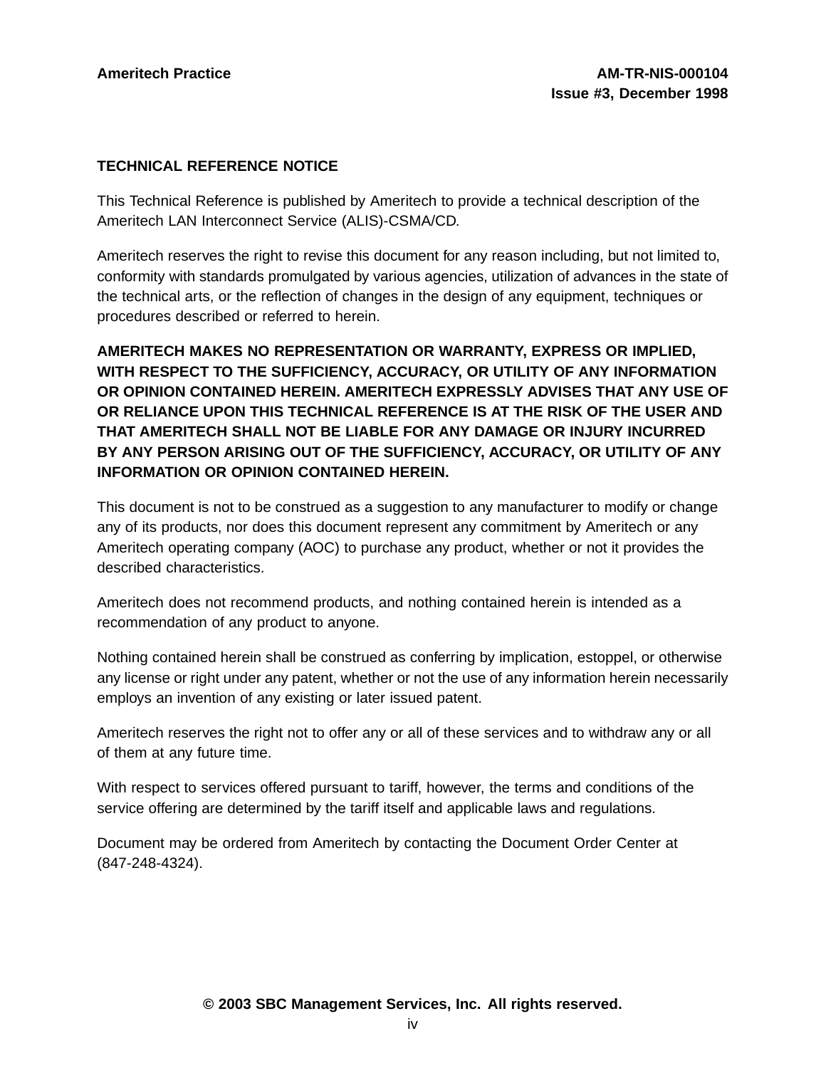## TECHNICAL REFERENCE NOTICE

This Technical Reference is published by Ameritech to provide a technical description of the Ameritech LAN Interconnect Service (ALIS)-CSMA/CD.

Ameritech reserves the right to revise this document for any reason including, but not limited to, conformity with standards promulgated by various agencies, utilization of advances in the state of the technical arts, or the reflection of changes in the design of any equipment, techniques or procedures described or referred to herein.

**AMERITECH MAKES NO REPRESENTATION OR WARRANTY, EXPRESS OR IMPLIED, WITH RESPECT TO THE SUFFICIENCY, ACCURACY, OR UTILITY OF ANY INFORMATION OR OPINION CONTAINED HEREIN. AMERITECH EXPRESSLY ADVISES THAT ANY USE OF OR RELIANCE UPON THIS TECHNICAL REFERENCE IS AT THE RISK OF THE USER AND THAT AMERITECH SHALL NOT BE LIABLE FOR ANY DAMAGE OR INJURY INCURRED BY ANY PERSON ARISING OUT OF THE SUFFICIENCY, ACCURACY, OR UTILITY OF ANY INFORMATION OR OPINION CONTAINED HEREIN.**

This document is not to be construed as a suggestion to any manufacturer to modify or change any of its products, nor does this document represent any commitment by Ameritech or any Ameritech operating company (AOC) to purchase any product, whether or not it provides the described characteristics.

Ameritech does not recommend products, and nothing contained herein is intended as a recommendation of any product to anyone.

Nothing contained herein shall be construed as conferring by implication, estoppel, or otherwise any license or right under any patent, whether or not the use of any information herein necessarily employs an invention of any existing or later issued patent.

Ameritech reserves the right not to offer any or all of these services and to withdraw any or all of them at any future time.

With respect to services offered pursuant to tariff, however, the terms and conditions of the service offering are determined by the tariff itself and applicable laws and regulations.

Document may be ordered from Ameritech by contacting the Document Order Center at (847-248-4324).

**© 2003 SBC Management Services, Inc. All rights reserved.**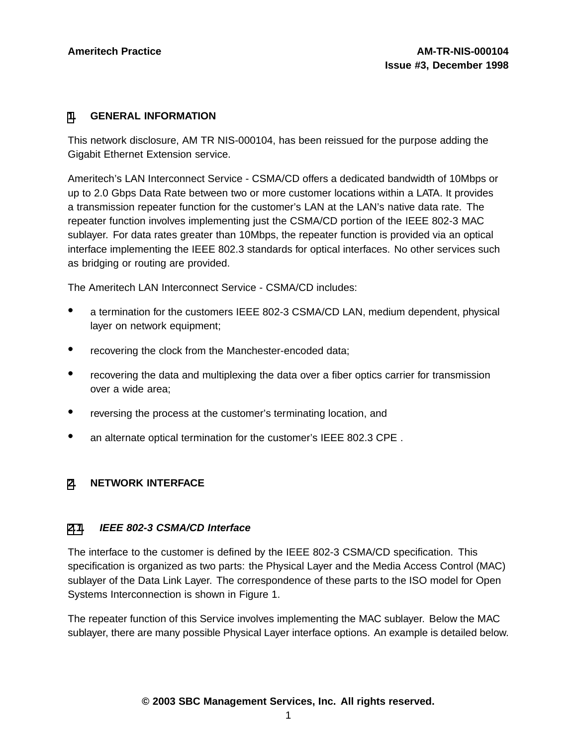## 1. GENERAL INFORMATION

This network disclosure, AM TR NIS-000104, has been reissued for the purpose adding the Gigabit Ethernet Extension service.

Ameritech's LAN Interconnect Service - CSMA/CD offers a dedicated bandwidth of 10Mbps or up to 2.0 Gbps Data Rate between two or more customer locations within a LATA. It provides a transmission repeater function for the customer's LAN at the LAN's native data rate. The repeater function involves implementing just the CSMA/CD portion of the IEEE 802-3 MAC sublayer. For data rates greater than 10Mbps, the repeater function is provided via an optical interface implementing the IEEE 802.3 standards for optical interfaces. No other services such as bridging or routing are provided.

The Ameritech LAN Interconnect Service - CSMA/CD includes:

- a termination for the customers IEEE 802-3 CSMA/CD LAN, medium dependent, physical layer on network equipment;
- recovering the clock from the Manchester-encoded data;
- recovering the data and multiplexing the data over a fiber optics carrier for transmission over a wide area;
- reversing the process at the customer's terminating location, and
- an alternate optical termination for the customer's IEEE 802.3 CPE .

## 2. NETWORK INTERFACE

### 2.1 *IEEE 802-3 CSMA/CD Interface*

The interface to the customer is defined by the IEEE 802-3 CSMA/CD specification. This specification is organized as two parts: the Physical Layer and the Media Access Control (MAC) sublayer of the Data Link Layer. The correspondence of these parts to the ISO model for Open Systems Interconnection is shown in Figure 1.

The repeater function of this Service involves implementing the MAC sublayer. Below the MAC sublayer, there are many possible Physical Layer interface options. An example is detailed below.

**© 2003 SBC Management Services, Inc. All rights reserved.**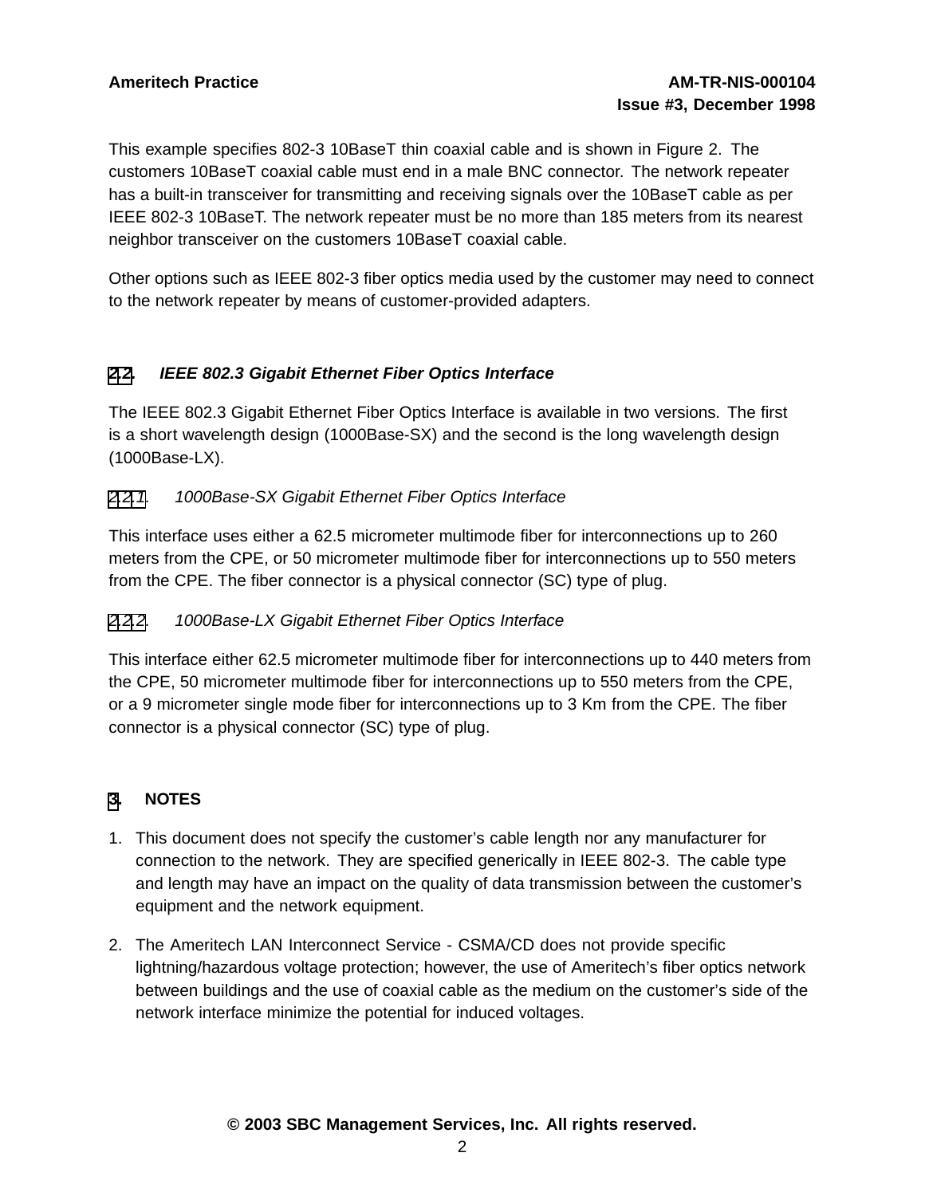This example specifies 802-3 10BaseT thin coaxial cable and is shown in Figure 2. The customers 10BaseT coaxial cable must end in a male BNC connector. The network repeater has a built-in transceiver for transmitting and receiving signals over the 10BaseT cable as per IEEE 802-3 10BaseT. The network repeater must be no more than 185 meters from its nearest neighbor transceiver on the customers 10BaseT coaxial cable.

Other options such as IEEE 802-3 fiber optics media used by the customer may need to connect to the network repeater by means of customer-provided adapters.

## 2.2. *IEEE 802.3 Gigabit Ethernet Fiber Optics Interface*

The IEEE 802.3 Gigabit Ethernet Fiber Optics Interface is available in two versions. The first is a short wavelength design (1000Base-SX) and the second is the long wavelength design (1000Base-LX).

### 2.2.1. *1000Base-SX Gigabit Ethernet Fiber Optics Interface*

This interface uses either a 62.5 micrometer multimode fiber for interconnections up to 260 meters from the CPE, or 50 micrometer multimode fiber for interconnections up to 550 meters from the CPE. The fiber connector is a physical connector (SC) type of plug.

### 2.2.2. *1000Base-LX Gigabit Ethernet Fiber Optics Interface*

This interface either 62.5 micrometer multimode fiber for interconnections up to 440 meters from the CPE, 50 micrometer multimode fiber for interconnections up to 550 meters from the CPE, or a 9 micrometer single mode fiber for interconnections up to 3 Km from the CPE. The fiber connector is a physical connector (SC) type of plug.

# 3. NOTES

1. This document does not specify the customer's cable length nor any manufacturer for connection to the network. They are specified generically in IEEE 802-3. The cable type and length may have an impact on the quality of data transmission between the customer's equipment and the network equipment.

2. The Ameritech LAN Interconnect Service - CSMA/CD does not provide specific lightning/hazardous voltage protection; however, the use of Ameritech's fiber optics network between buildings and the use of coaxial cable as the medium on the customer's side of the network interface minimize the potential for induced voltages.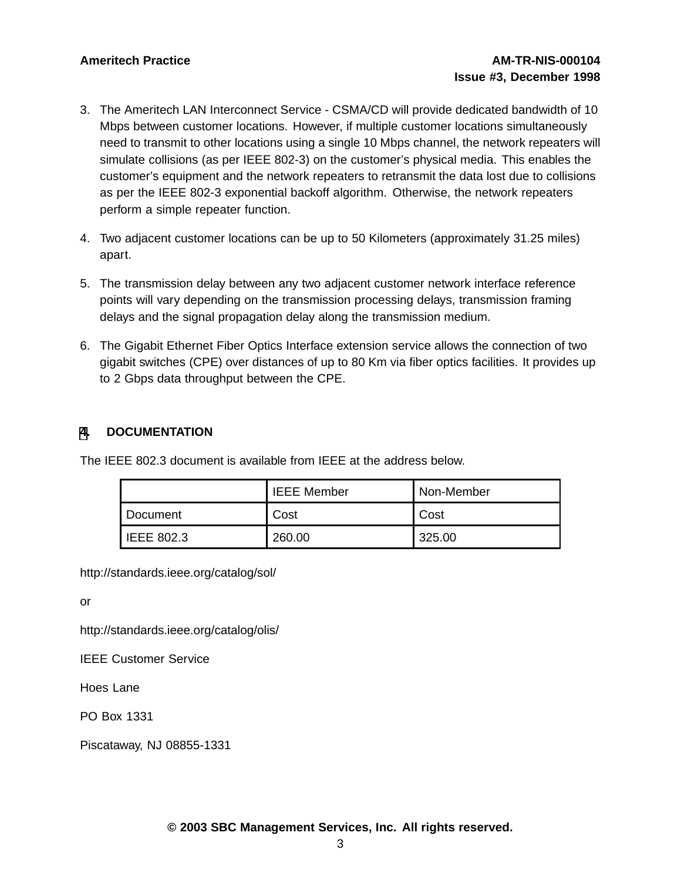3. The Ameritech LAN Interconnect Service - CSMA/CD will provide dedicated bandwidth of 10 Mbps between customer locations. However, if multiple customer locations simultaneously need to transmit to other locations using a single 10 Mbps channel, the network repeaters will simulate collisions (as per IEEE 802-3) on the customer's physical media. This enables the customer's equipment and the network repeaters to retransmit the data lost due to collisions as per the IEEE 802-3 exponential backoff algorithm. Otherwise, the network repeaters perform a simple repeater function.

4. Two adjacent customer locations can be up to 50 Kilometers (approximately 31.25 miles) apart.

5. The transmission delay between any two adjacent customer network interface reference points will vary depending on the transmission processing delays, transmission framing delays and the signal propagation delay along the transmission medium.

6. The Gigabit Ethernet Fiber Optics Interface extension service allows the connection of two gigabit switches (CPE) over distances of up to 80 Km via fiber optics facilities. It provides up to 2 Gbps data throughput between the CPE.

## 4. DOCUMENTATION

The IEEE 802.3 document is available from IEEE at the address below.

| | IEEE Member | Non-Member |
|---|---|---|
| Document | Cost | Cost |
| IEEE 802.3 | 260.00 | 325.00 |

http://standards.ieee.org/catalog/sol/

or

http://standards.ieee.org/catalog/olis/

IEEE Customer Service

Hoes Lane

PO Box 1331

Piscataway, NJ 08855-1331

**© 2003 SBC Management Services, Inc. All rights reserved.**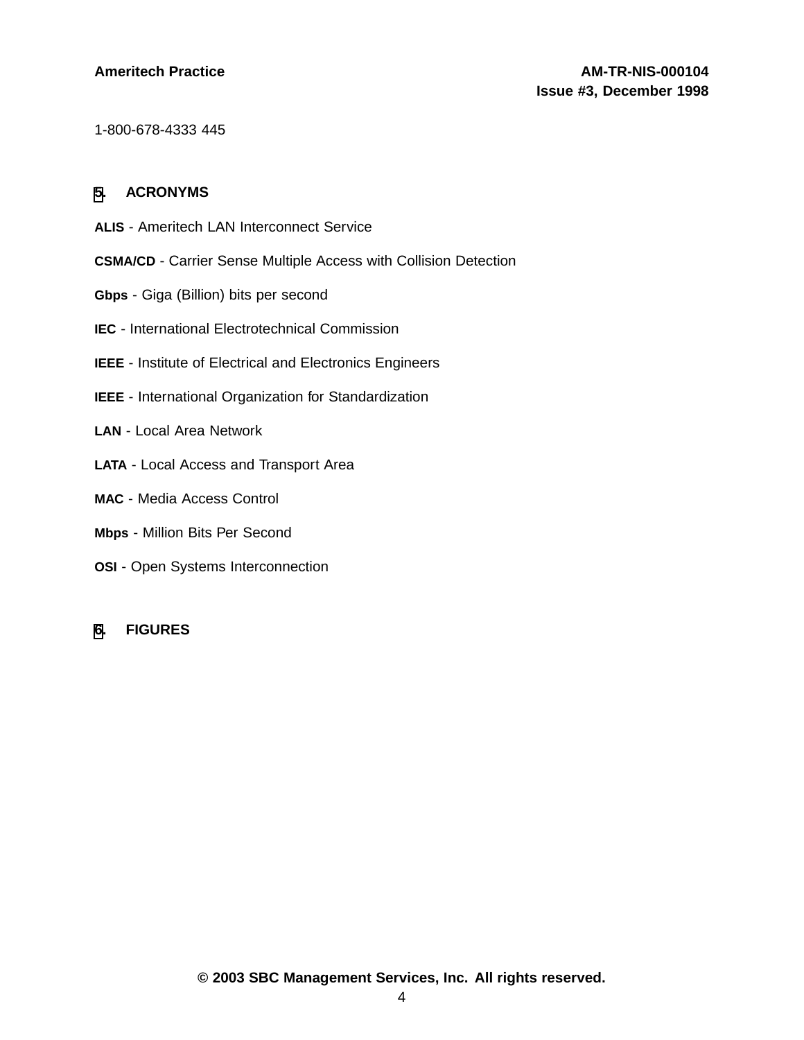1-800-678-4333 445

## 5. ACRONYMS

**ALIS** - Ameritech LAN Interconnect Service

**CSMA/CD** - Carrier Sense Multiple Access with Collision Detection

**Gbps** - Giga (Billion) bits per second

**IEC** - International Electrotechnical Commission

**IEEE** - Institute of Electrical and Electronics Engineers

**IEEE** - International Organization for Standardization

**LAN** - Local Area Network

**LATA** - Local Access and Transport Area

**MAC** - Media Access Control

**Mbps** - Million Bits Per Second

**OSI** - Open Systems Interconnection

## 6. FIGURES

© 2003 SBC Management Services, Inc. All rights reserved.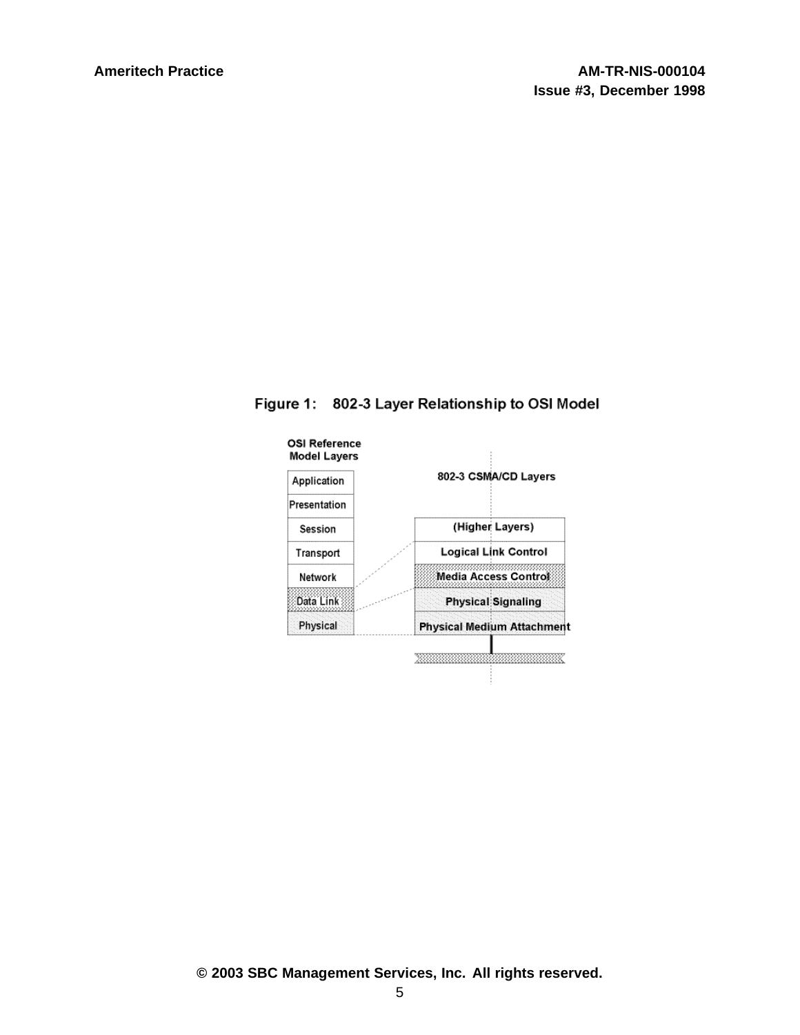Figure 1: 802-3 Layer Relationship to OSI Model

| OSI Reference Model Layers | 802-3 CSMA/CD Layers |
| --- | --- |
| Application | |
| Presentation | |
| Session | (Higher Layers) |
| Transport | Logical Link Control |
| Network | Media Access Control |
| Data Link | Physical Signaling |
| Physical | Physical Medium Attachment |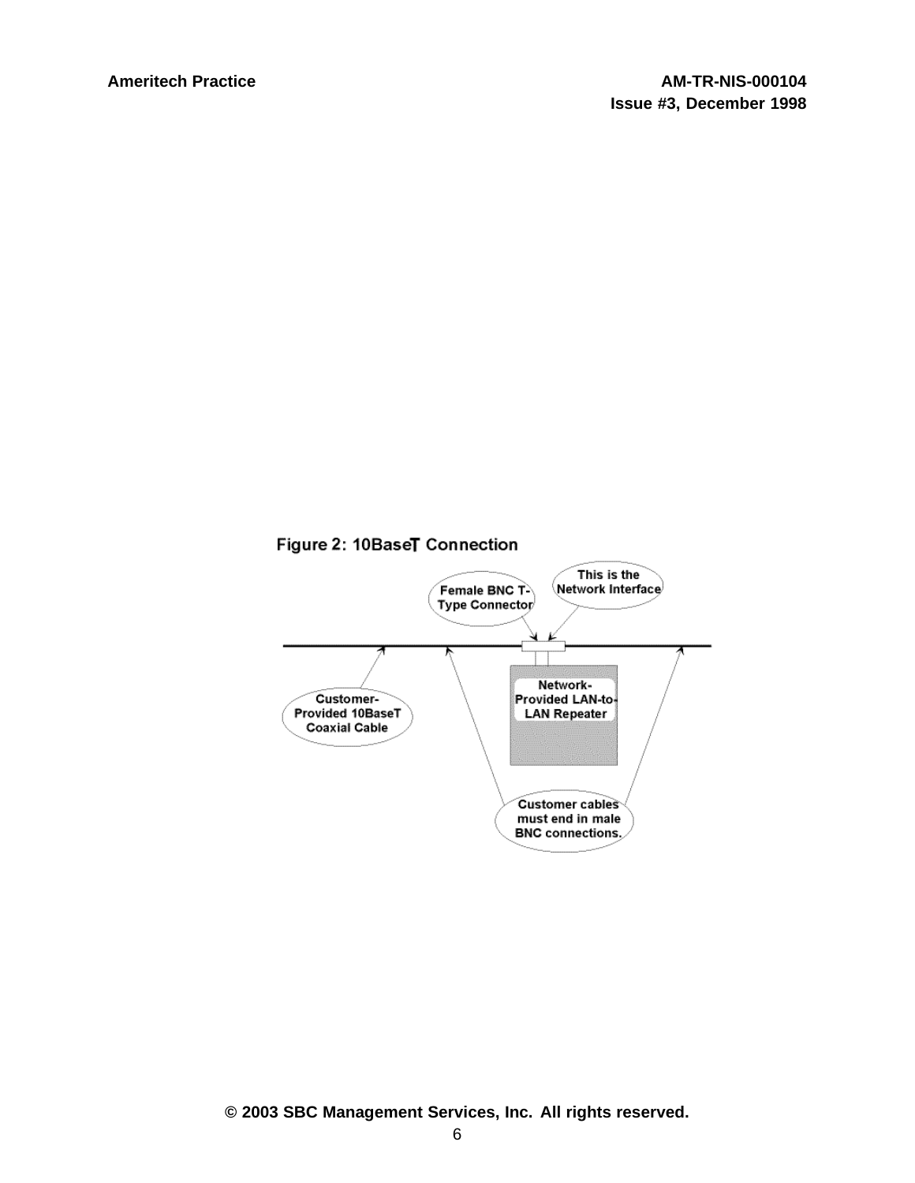Figure 2: 10BaseT Connection

Female BNC T-Type Connector

This is the Network Interface

Customer-Provided 10BaseT Coaxial Cable

Network-Provided LAN-to-LAN Repeater

Customer cables must end in male BNC connections.

© 2003 SBC Management Services, Inc. All rights reserved.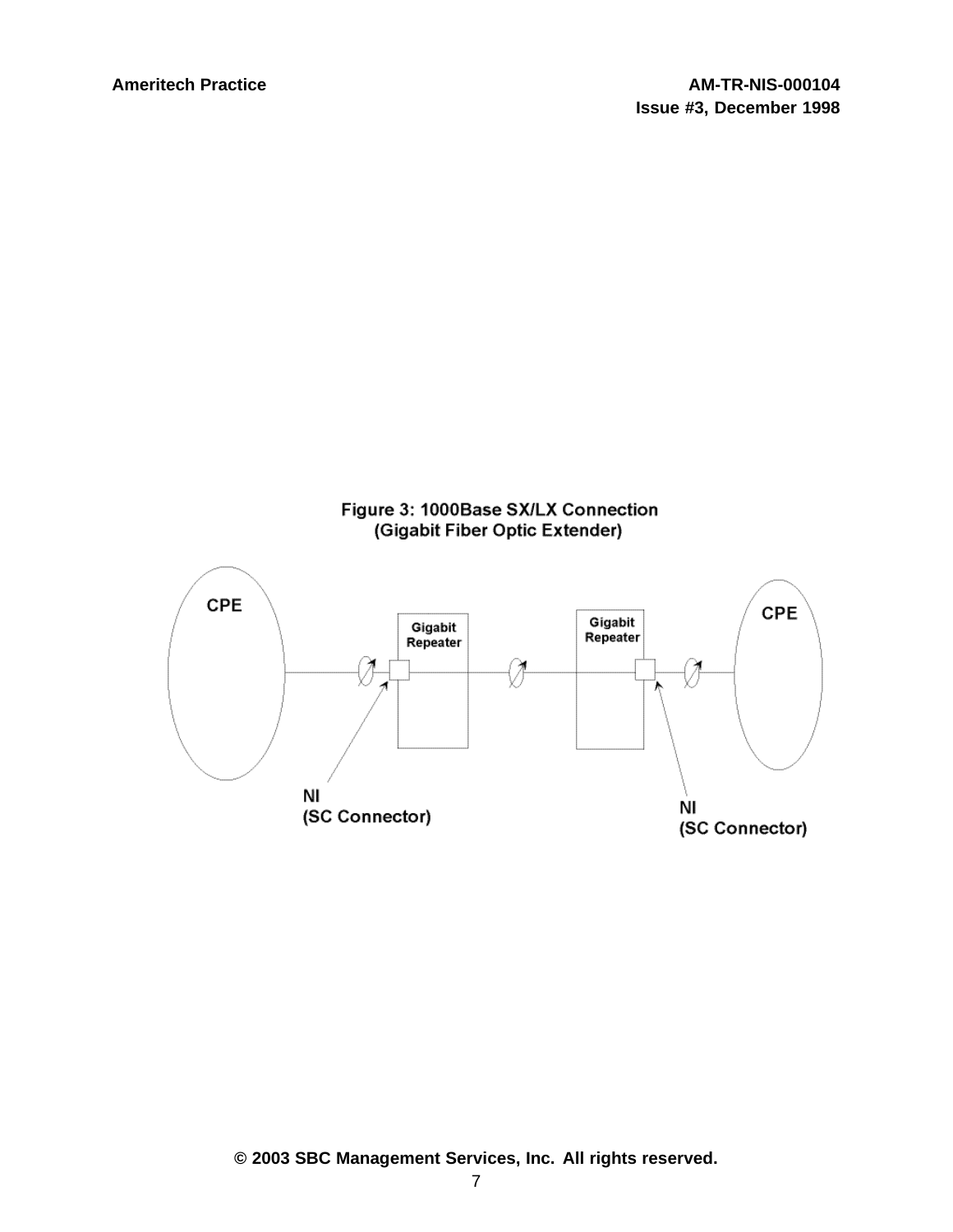Figure 3: 1000Base SX/LX Connection
(Gigabit Fiber Optic Extender)

CPE

Gigabit Repeater

Gigabit Repeater

CPE

NI
(SC Connector)

NI
(SC Connector)